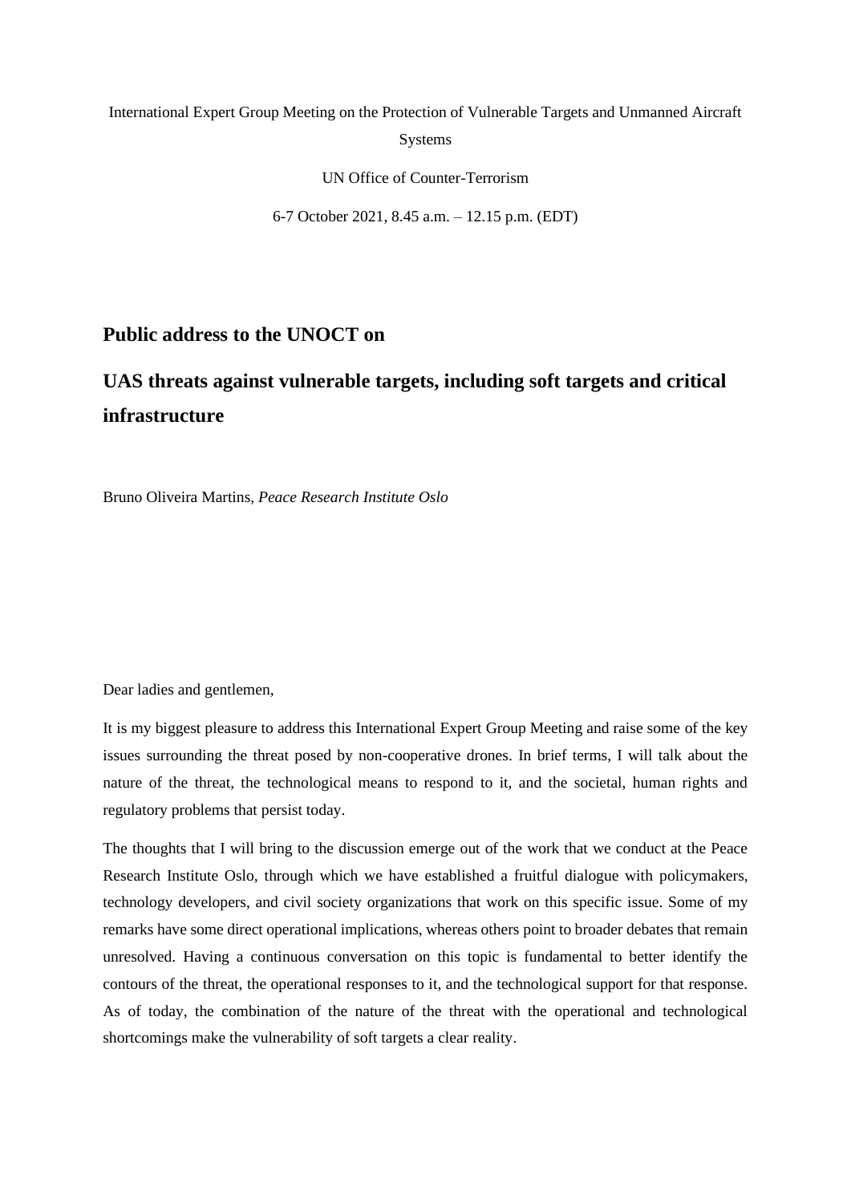International Expert Group Meeting on the Protection of Vulnerable Targets and Unmanned Aircraft Systems

UN Office of Counter-Terrorism

6-7 October 2021, 8.45 a.m. – 12.15 p.m. (EDT)

# Public address to the UNOCT on

# UAS threats against vulnerable targets, including soft targets and critical infrastructure

Bruno Oliveira Martins, *Peace Research Institute Oslo*

Dear ladies and gentlemen,

It is my biggest pleasure to address this International Expert Group Meeting and raise some of the key issues surrounding the threat posed by non-cooperative drones. In brief terms, I will talk about the nature of the threat, the technological means to respond to it, and the societal, human rights and regulatory problems that persist today.

The thoughts that I will bring to the discussion emerge out of the work that we conduct at the Peace Research Institute Oslo, through which we have established a fruitful dialogue with policymakers, technology developers, and civil society organizations that work on this specific issue. Some of my remarks have some direct operational implications, whereas others point to broader debates that remain unresolved. Having a continuous conversation on this topic is fundamental to better identify the contours of the threat, the operational responses to it, and the technological support for that response. As of today, the combination of the nature of the threat with the operational and technological shortcomings make the vulnerability of soft targets a clear reality.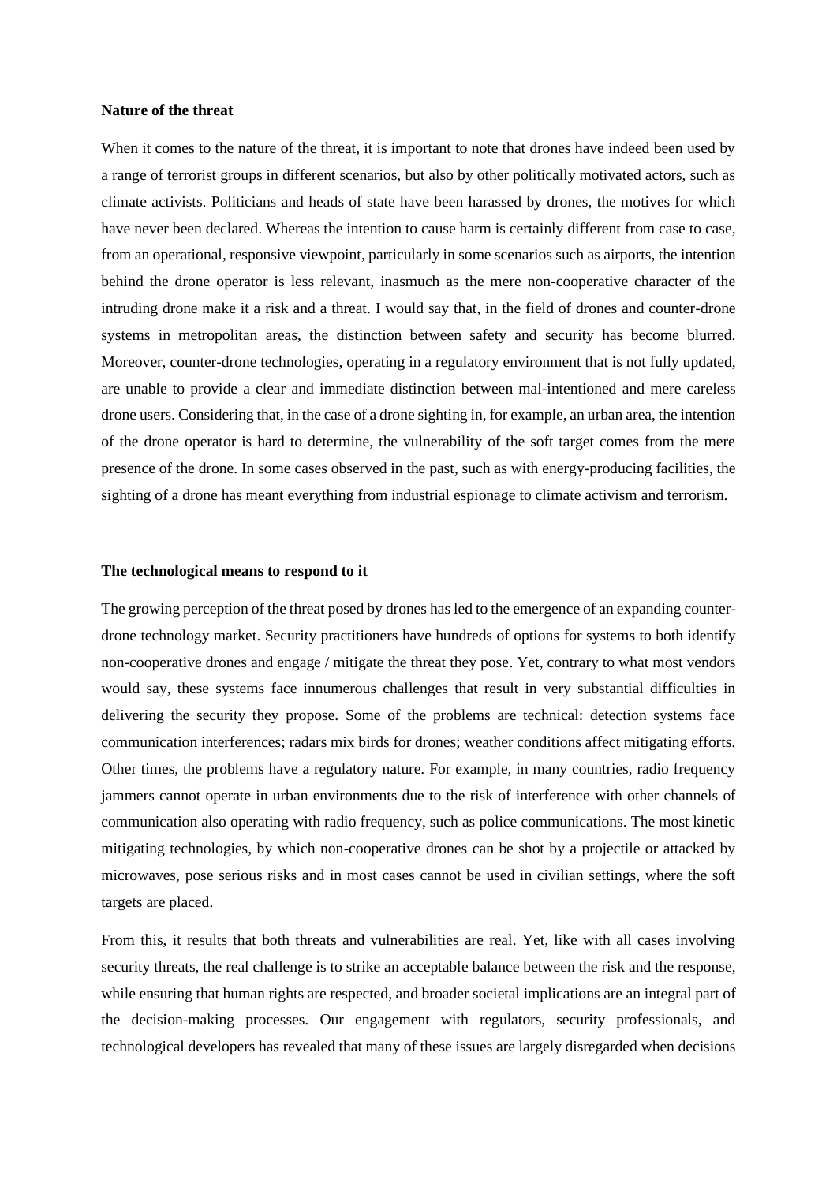**Nature of the threat**

When it comes to the nature of the threat, it is important to note that drones have indeed been used by a range of terrorist groups in different scenarios, but also by other politically motivated actors, such as climate activists. Politicians and heads of state have been harassed by drones, the motives for which have never been declared. Whereas the intention to cause harm is certainly different from case to case, from an operational, responsive viewpoint, particularly in some scenarios such as airports, the intention behind the drone operator is less relevant, inasmuch as the mere non-cooperative character of the intruding drone make it a risk and a threat. I would say that, in the field of drones and counter-drone systems in metropolitan areas, the distinction between safety and security has become blurred. Moreover, counter-drone technologies, operating in a regulatory environment that is not fully updated, are unable to provide a clear and immediate distinction between mal-intentioned and mere careless drone users. Considering that, in the case of a drone sighting in, for example, an urban area, the intention of the drone operator is hard to determine, the vulnerability of the soft target comes from the mere presence of the drone. In some cases observed in the past, such as with energy-producing facilities, the sighting of a drone has meant everything from industrial espionage to climate activism and terrorism.

**The technological means to respond to it**

The growing perception of the threat posed by drones has led to the emergence of an expanding counter-drone technology market. Security practitioners have hundreds of options for systems to both identify non-cooperative drones and engage / mitigate the threat they pose. Yet, contrary to what most vendors would say, these systems face innumerous challenges that result in very substantial difficulties in delivering the security they propose. Some of the problems are technical: detection systems face communication interferences; radars mix birds for drones; weather conditions affect mitigating efforts. Other times, the problems have a regulatory nature. For example, in many countries, radio frequency jammers cannot operate in urban environments due to the risk of interference with other channels of communication also operating with radio frequency, such as police communications. The most kinetic mitigating technologies, by which non-cooperative drones can be shot by a projectile or attacked by microwaves, pose serious risks and in most cases cannot be used in civilian settings, where the soft targets are placed.

From this, it results that both threats and vulnerabilities are real. Yet, like with all cases involving security threats, the real challenge is to strike an acceptable balance between the risk and the response, while ensuring that human rights are respected, and broader societal implications are an integral part of the decision-making processes. Our engagement with regulators, security professionals, and technological developers has revealed that many of these issues are largely disregarded when decisions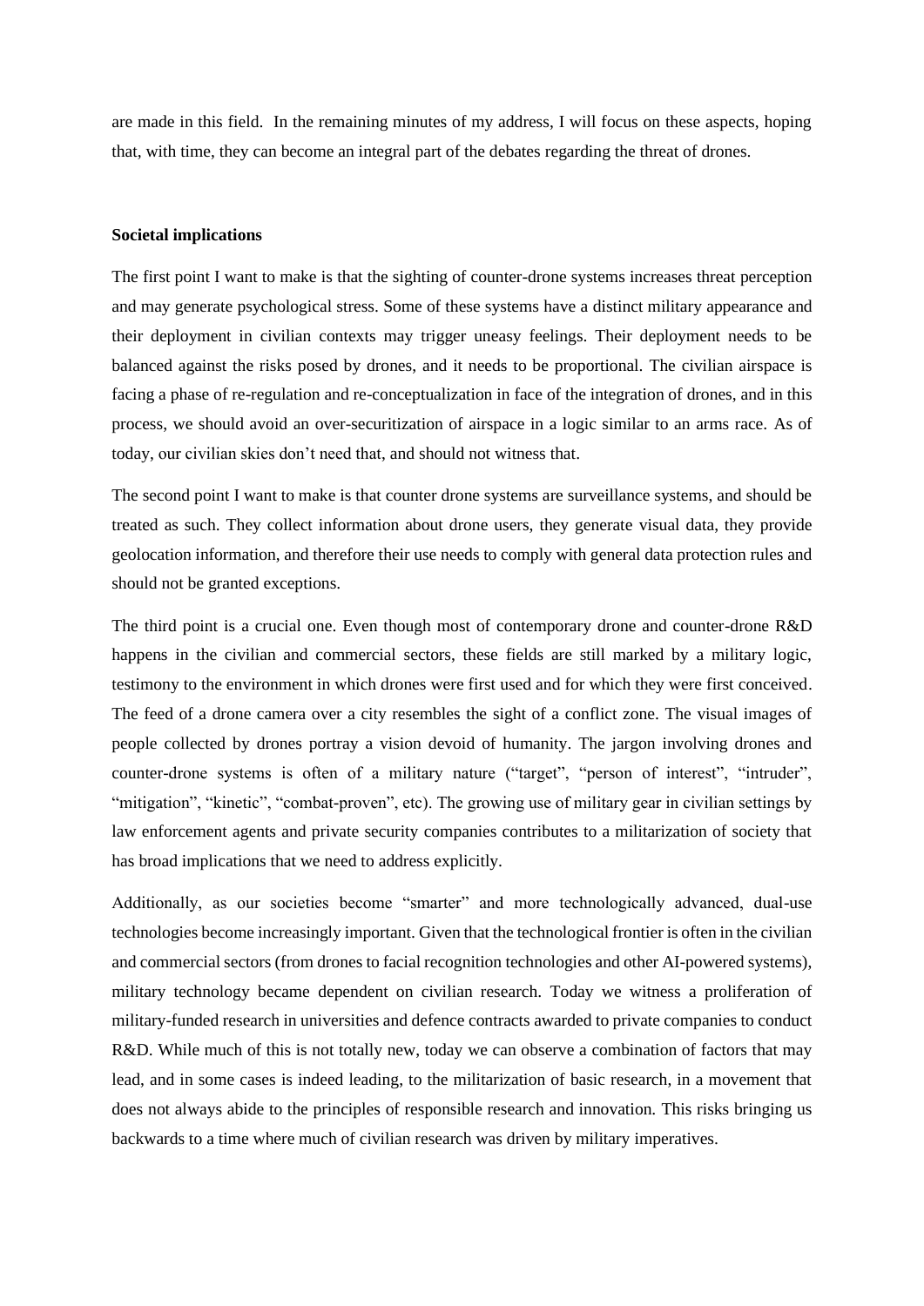are made in this field. In the remaining minutes of my address, I will focus on these aspects, hoping that, with time, they can become an integral part of the debates regarding the threat of drones.

**Societal implications**

The first point I want to make is that the sighting of counter-drone systems increases threat perception and may generate psychological stress. Some of these systems have a distinct military appearance and their deployment in civilian contexts may trigger uneasy feelings. Their deployment needs to be balanced against the risks posed by drones, and it needs to be proportional. The civilian airspace is facing a phase of re-regulation and re-conceptualization in face of the integration of drones, and in this process, we should avoid an over-securitization of airspace in a logic similar to an arms race. As of today, our civilian skies don't need that, and should not witness that.

The second point I want to make is that counter drone systems are surveillance systems, and should be treated as such. They collect information about drone users, they generate visual data, they provide geolocation information, and therefore their use needs to comply with general data protection rules and should not be granted exceptions.

The third point is a crucial one. Even though most of contemporary drone and counter-drone R&D happens in the civilian and commercial sectors, these fields are still marked by a military logic, testimony to the environment in which drones were first used and for which they were first conceived. The feed of a drone camera over a city resembles the sight of a conflict zone. The visual images of people collected by drones portray a vision devoid of humanity. The jargon involving drones and counter-drone systems is often of a military nature ("target", "person of interest", "intruder", "mitigation", "kinetic", "combat-proven", etc). The growing use of military gear in civilian settings by law enforcement agents and private security companies contributes to a militarization of society that has broad implications that we need to address explicitly.

Additionally, as our societies become "smarter" and more technologically advanced, dual-use technologies become increasingly important. Given that the technological frontier is often in the civilian and commercial sectors (from drones to facial recognition technologies and other AI-powered systems), military technology became dependent on civilian research. Today we witness a proliferation of military-funded research in universities and defence contracts awarded to private companies to conduct R&D. While much of this is not totally new, today we can observe a combination of factors that may lead, and in some cases is indeed leading, to the militarization of basic research, in a movement that does not always abide to the principles of responsible research and innovation. This risks bringing us backwards to a time where much of civilian research was driven by military imperatives.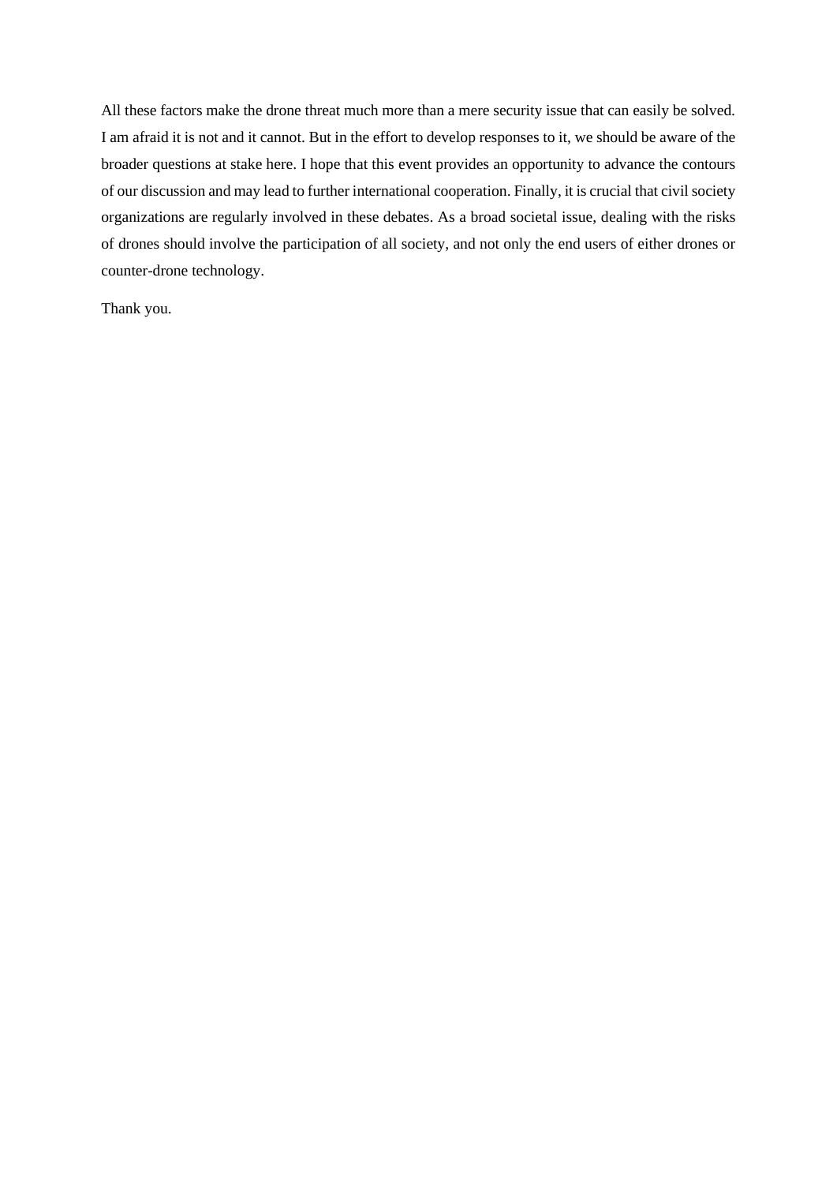All these factors make the drone threat much more than a mere security issue that can easily be solved. I am afraid it is not and it cannot. But in the effort to develop responses to it, we should be aware of the broader questions at stake here. I hope that this event provides an opportunity to advance the contours of our discussion and may lead to further international cooperation. Finally, it is crucial that civil society organizations are regularly involved in these debates. As a broad societal issue, dealing with the risks of drones should involve the participation of all society, and not only the end users of either drones or counter-drone technology.

Thank you.